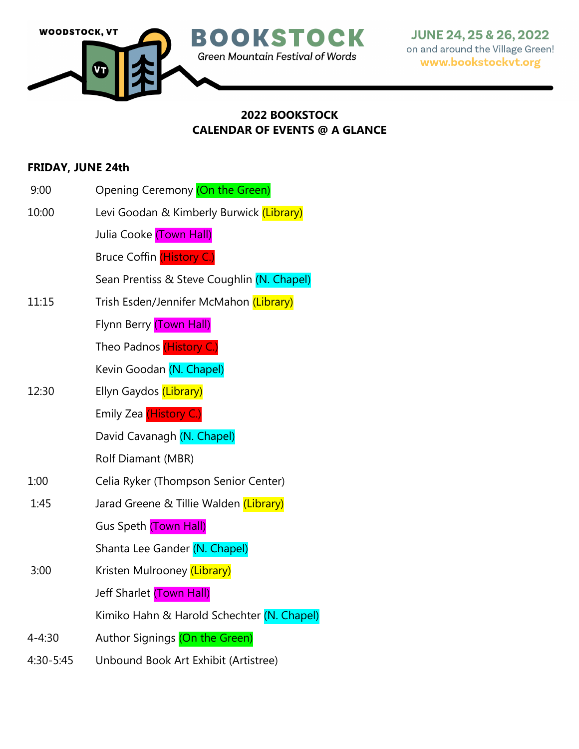WOODSTOCK, VT

# BOOKSTOCK

*Green Mountain Festival of Words*

**JUNE 24, 25 & 26, 2022**
on and around the Village Green!
www.bookstockvt.org

## 2022 BOOKSTOCK
## CALENDAR OF EVENTS @ A GLANCE

### FRIDAY, JUNE 24th

| Time | Event |
|---|---|
| 9:00 | Opening Ceremony (On the Green) |
| 10:00 | Levi Goodan & Kimberly Burwick (Library) |
| | Julia Cooke (Town Hall) |
| | Bruce Coffin (History C.) |
| | Sean Prentiss & Steve Coughlin (N. Chapel) |
| 11:15 | Trish Esden/Jennifer McMahon (Library) |
| | Flynn Berry (Town Hall) |
| | Theo Padnos (History C.) |
| | Kevin Goodan (N. Chapel) |
| 12:30 | Ellyn Gaydos (Library) |
| | Emily Zea (History C.) |
| | David Cavanagh (N. Chapel) |
| | Rolf Diamant (MBR) |
| 1:00 | Celia Ryker (Thompson Senior Center) |
| 1:45 | Jarad Greene & Tillie Walden (Library) |
| | Gus Speth (Town Hall) |
| | Shanta Lee Gander (N. Chapel) |
| 3:00 | Kristen Mulrooney (Library) |
| | Jeff Sharlet (Town Hall) |
| | Kimiko Hahn & Harold Schechter (N. Chapel) |
| 4-4:30 | Author Signings (On the Green) |
| 4:30-5:45 | Unbound Book Art Exhibit (Artistree) |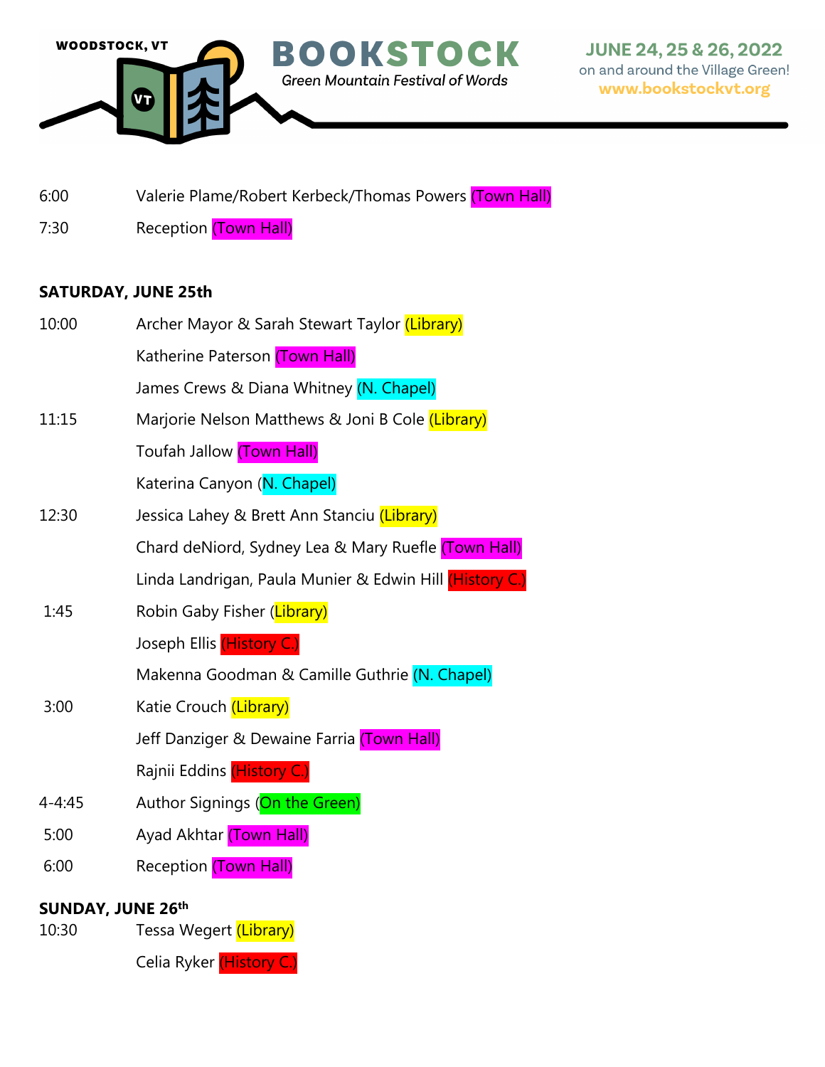WOODSTOCK, VT

# BOOKSTOCK

*Green Mountain Festival of Words*

JUNE 24, 25 & 26, 2022
on and around the Village Green!
www.bookstockvt.org

6:00 Valerie Plame/Robert Kerbeck/Thomas Powers (Town Hall)

7:30 Reception (Town Hall)

**SATURDAY, JUNE 25th**

10:00 Archer Mayor & Sarah Stewart Taylor (Library)

Katherine Paterson (Town Hall)

James Crews & Diana Whitney (N. Chapel)

11:15 Marjorie Nelson Matthews & Joni B Cole (Library)

Toufah Jallow (Town Hall)

Katerina Canyon (N. Chapel)

12:30 Jessica Lahey & Brett Ann Stanciu (Library)

Chard deNiord, Sydney Lea & Mary Ruefle (Town Hall)

Linda Landrigan, Paula Munier & Edwin Hill (History C.)

1:45 Robin Gaby Fisher (Library)

Joseph Ellis (History C.)

Makenna Goodman & Camille Guthrie (N. Chapel)

3:00 Katie Crouch (Library)

Jeff Danziger & Dewaine Farria (Town Hall)

Rajnii Eddins (History C.)

4-4:45 Author Signings (On the Green)

5:00 Ayad Akhtar (Town Hall)

6:00 Reception (Town Hall)

**SUNDAY, JUNE 26th**

10:30 Tessa Wegert (Library)

Celia Ryker (History C.)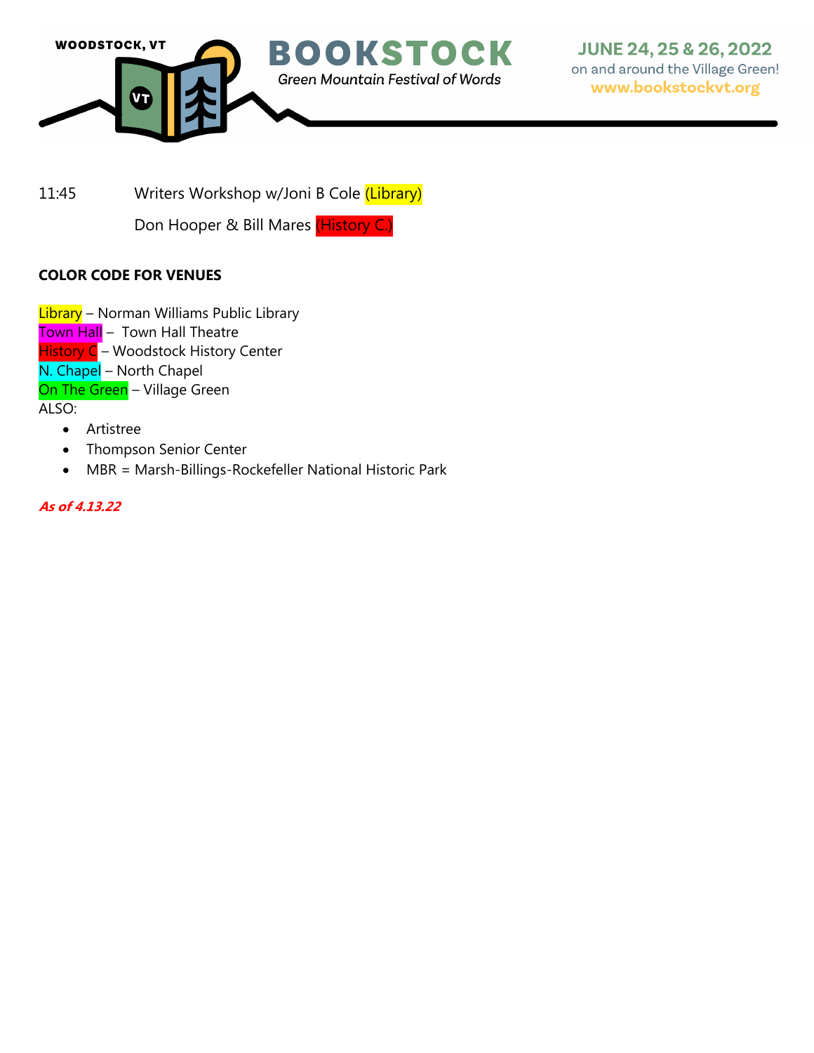11:45 Writers Workshop w/Joni B Cole (Library)

Don Hooper & Bill Mares (History C.)

**COLOR CODE FOR VENUES**

Library – Norman Williams Public Library
Town Hall – Town Hall Theatre
History C – Woodstock History Center
N. Chapel – North Chapel
On The Green – Village Green
ALSO:

- Artistree
- Thompson Senior Center
- MBR = Marsh-Billings-Rockefeller National Historic Park

***As of 4.13.22***